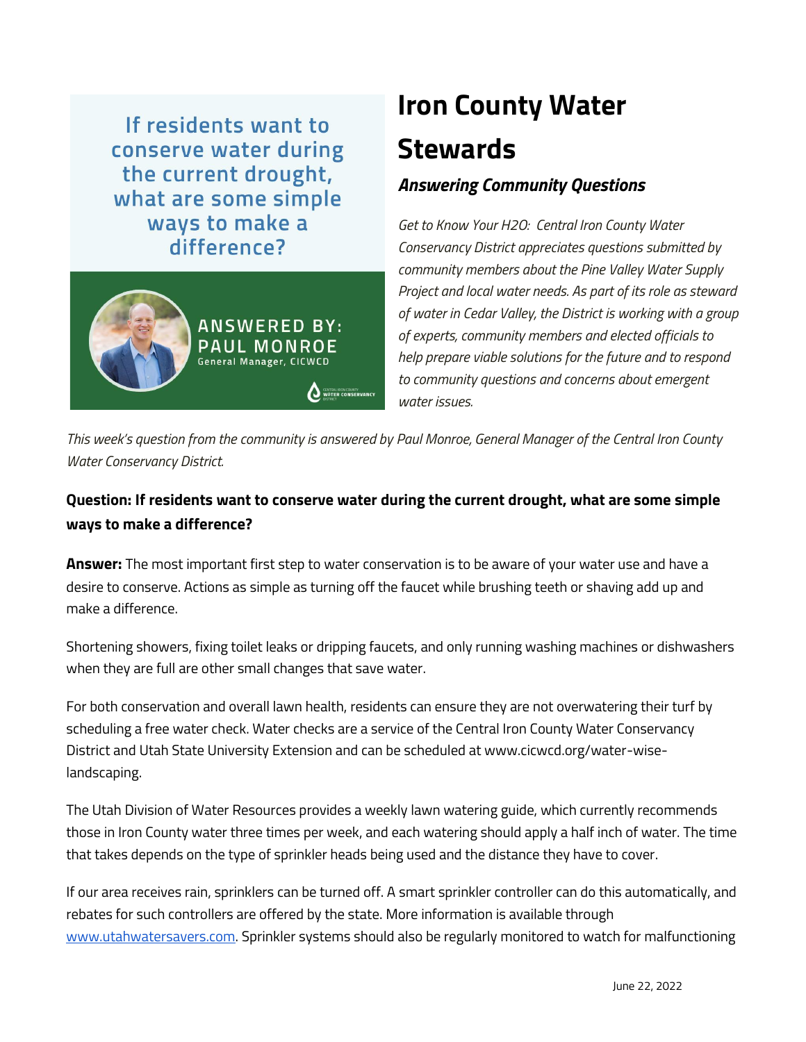If residents want to conserve water during the current drought, what are some simple ways to make a difference?

ANSWERED BY: PAUL MONROE
General Manager, CICWCD

# Iron County Water Stewards

## *Answering Community Questions*

*Get to Know Your H2O: Central Iron County Water Conservancy District appreciates questions submitted by community members about the Pine Valley Water Supply Project and local water needs. As part of its role as steward of water in Cedar Valley, the District is working with a group of experts, community members and elected officials to help prepare viable solutions for the future and to respond to community questions and concerns about emergent water issues.*

*This week's question from the community is answered by Paul Monroe, General Manager of the Central Iron County Water Conservancy District.*

**Question: If residents want to conserve water during the current drought, what are some simple ways to make a difference?**

**Answer:** The most important first step to water conservation is to be aware of your water use and have a desire to conserve. Actions as simple as turning off the faucet while brushing teeth or shaving add up and make a difference.

Shortening showers, fixing toilet leaks or dripping faucets, and only running washing machines or dishwashers when they are full are other small changes that save water.

For both conservation and overall lawn health, residents can ensure they are not overwatering their turf by scheduling a free water check. Water checks are a service of the Central Iron County Water Conservancy District and Utah State University Extension and can be scheduled at www.cicwcd.org/water-wise-landscaping.

The Utah Division of Water Resources provides a weekly lawn watering guide, which currently recommends those in Iron County water three times per week, and each watering should apply a half inch of water. The time that takes depends on the type of sprinkler heads being used and the distance they have to cover.

If our area receives rain, sprinklers can be turned off. A smart sprinkler controller can do this automatically, and rebates for such controllers are offered by the state. More information is available through www.utahwatersavers.com. Sprinkler systems should also be regularly monitored to watch for malfunctioning

June 22, 2022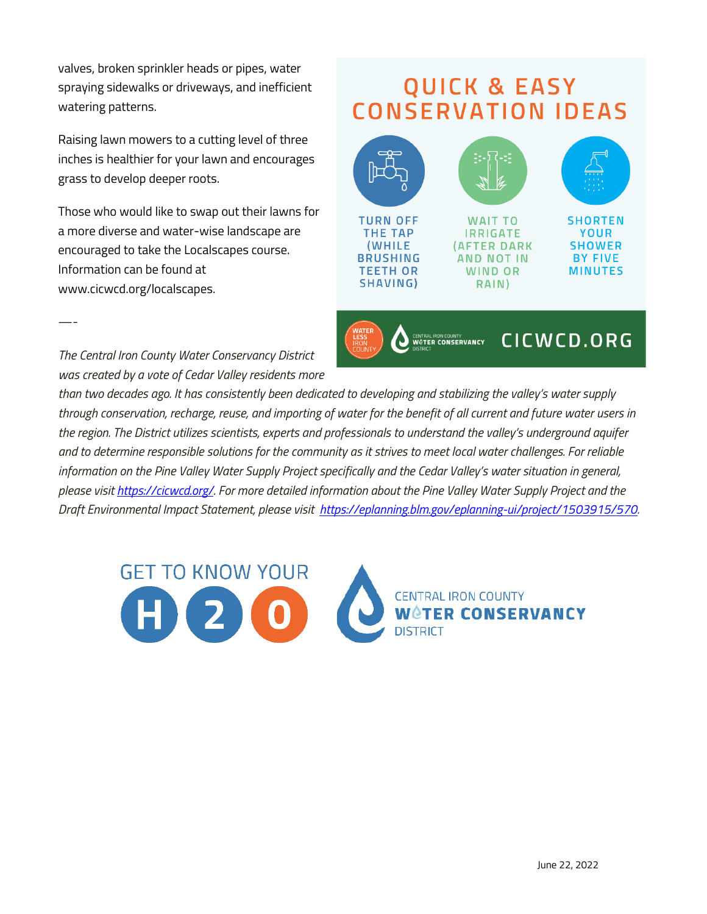valves, broken sprinkler heads or pipes, water spraying sidewalks or driveways, and inefficient watering patterns.

Raising lawn mowers to a cutting level of three inches is healthier for your lawn and encourages grass to develop deeper roots.

Those who would like to swap out their lawns for a more diverse and water-wise landscape are encouraged to take the Localscapes course. Information can be found at www.cicwcd.org/localscapes.

## QUICK & EASY CONSERVATION IDEAS

- TURN OFF THE TAP (WHILE BRUSHING TEETH OR SHAVING)
- WAIT TO IRRIGATE (AFTER DARK AND NOT IN WIND OR RAIN)
- SHORTEN YOUR SHOWER BY FIVE MINUTES

WATER LESS IRON COUNTY — CENTRAL IRON COUNTY WATER CONSERVANCY DISTRICT — CICWCD.ORG

—-

*The Central Iron County Water Conservancy District was created by a vote of Cedar Valley residents more than two decades ago. It has consistently been dedicated to developing and stabilizing the valley's water supply through conservation, recharge, reuse, and importing of water for the benefit of all current and future water users in the region. The District utilizes scientists, experts and professionals to understand the valley's underground aquifer and to determine responsible solutions for the community as it strives to meet local water challenges. For reliable information on the Pine Valley Water Supply Project specifically and the Cedar Valley's water situation in general, please visit https://cicwcd.org/. For more detailed information about the Pine Valley Water Supply Project and the Draft Environmental Impact Statement, please visit https://eplanning.blm.gov/eplanning-ui/project/1503915/570.*

GET TO KNOW YOUR H 2 O

CENTRAL IRON COUNTY WATER CONSERVANCY DISTRICT

June 22, 2022